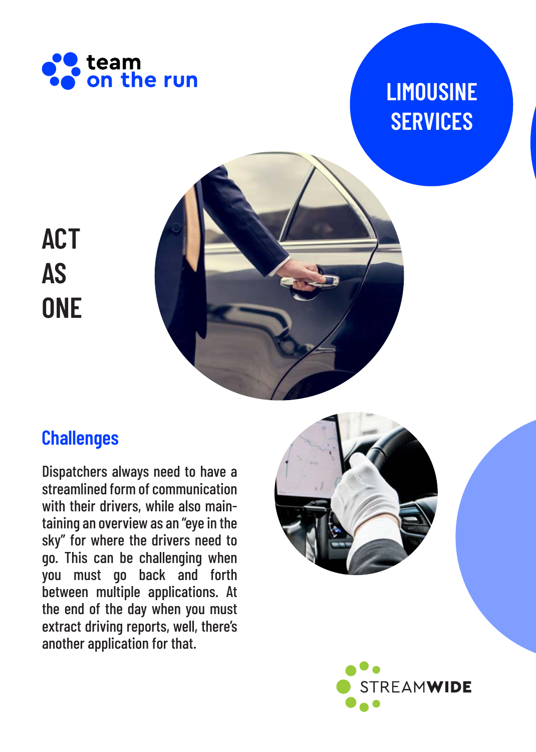team on the run

# LIMOUSINE SERVICES

ACT AS ONE

## Challenges

Dispatchers always need to have a streamlined form of communication with their drivers, while also maintaining an overview as an "eye in the sky" for where the drivers need to go. This can be challenging when you must go back and forth between multiple applications. At the end of the day when you must extract driving reports, well, there's another application for that.

STREAMWIDE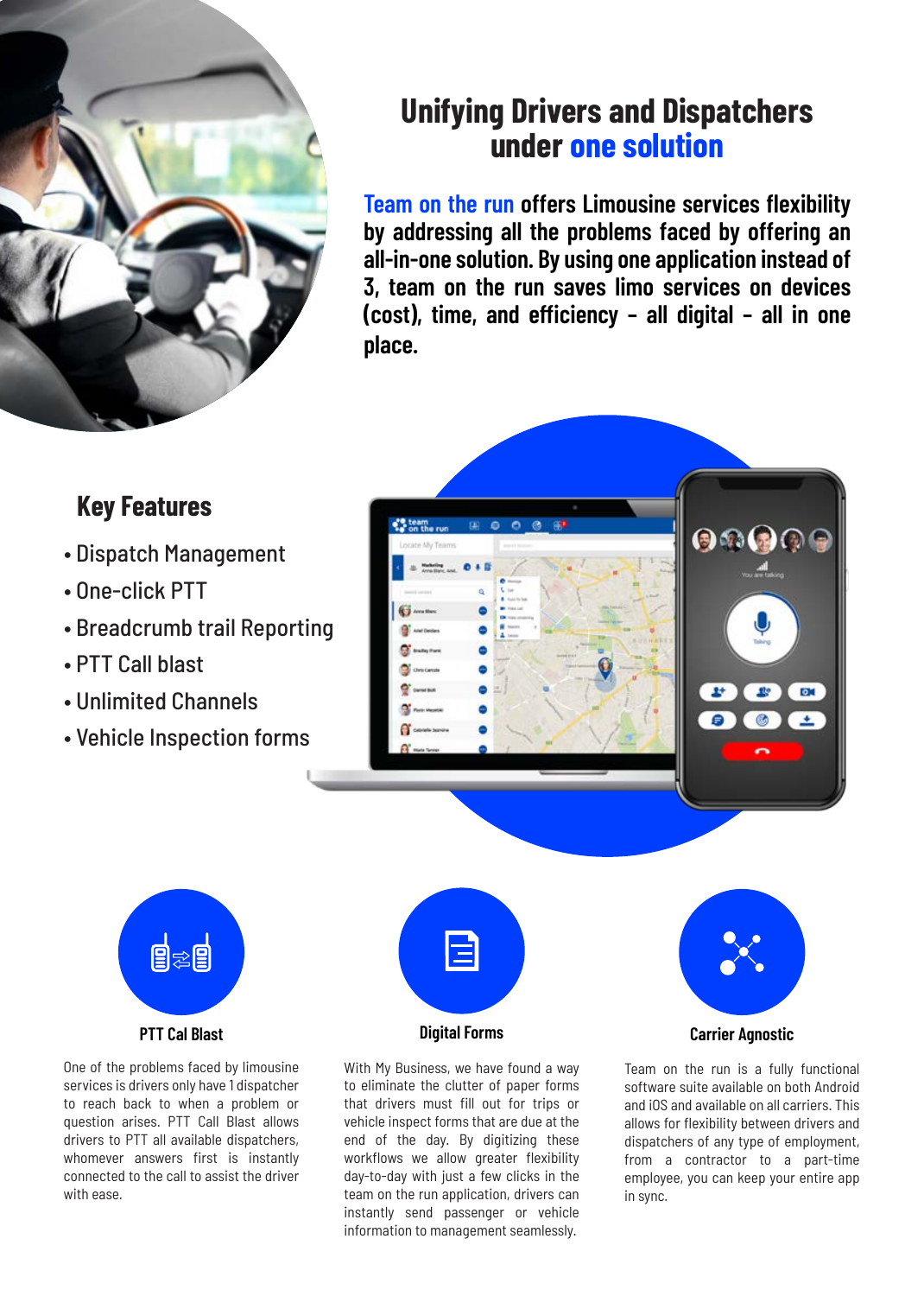# Unifying Drivers and Dispatchers under one solution

**Team on the run offers Limousine services flexibility by addressing all the problems faced by offering an all-in-one solution. By using one application instead of 3, team on the run saves limo services on devices (cost), time, and efficiency – all digital – all in one place.**

## Key Features

- Dispatch Management
- One-click PTT
- Breadcrumb trail Reporting
- PTT Call blast
- Unlimited Channels
- Vehicle Inspection forms

### PTT Cal Blast

One of the problems faced by limousine services is drivers only have 1 dispatcher to reach back to when a problem or question arises. PTT Call Blast allows drivers to PTT all available dispatchers, whomever answers first is instantly connected to the call to assist the driver with ease.

### Digital Forms

With My Business, we have found a way to eliminate the clutter of paper forms that drivers must fill out for trips or vehicle inspect forms that are due at the end of the day. By digitizing these workflows we allow greater flexibility day-to-day with just a few clicks in the team on the run application, drivers can instantly send passenger or vehicle information to management seamlessly.

### Carrier Agnostic

Team on the run is a fully functional software suite available on both Android and iOS and available on all carriers. This allows for flexibility between drivers and dispatchers of any type of employment, from a contractor to a part-time employee, you can keep your entire app in sync.